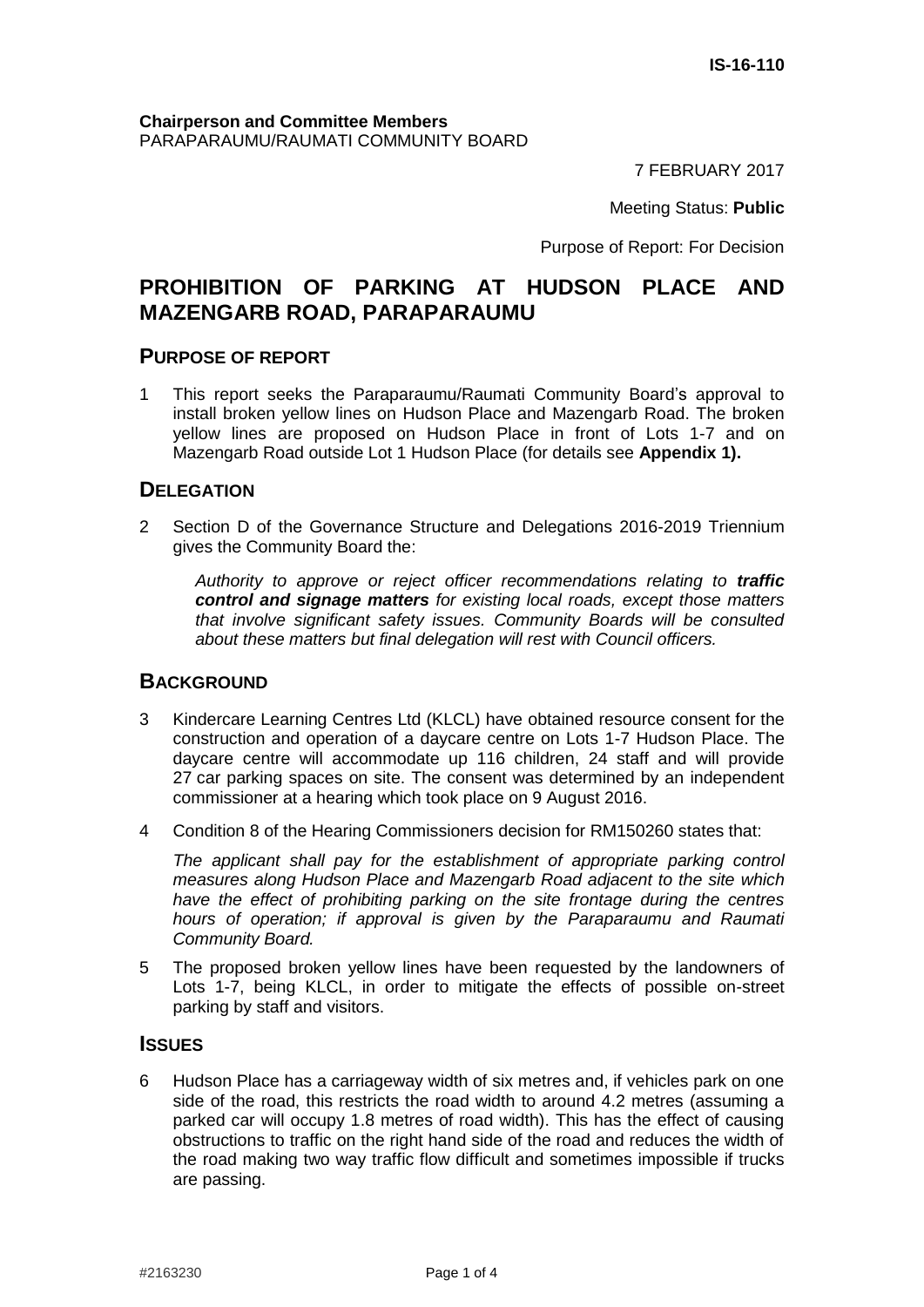IS-16-110

**Chairperson and Committee Members**
PARAPARAUMU/RAUMATI COMMUNITY BOARD

7 FEBRUARY 2017

Meeting Status: **Public**

Purpose of Report: For Decision

# PROHIBITION OF PARKING AT HUDSON PLACE AND MAZENGARB ROAD, PARAPARAUMU

## PURPOSE OF REPORT

1 This report seeks the Paraparaumu/Raumati Community Board's approval to install broken yellow lines on Hudson Place and Mazengarb Road. The broken yellow lines are proposed on Hudson Place in front of Lots 1-7 and on Mazengarb Road outside Lot 1 Hudson Place (for details see **Appendix 1).**

## DELEGATION

2 Section D of the Governance Structure and Delegations 2016-2019 Triennium gives the Community Board the:

> *Authority to approve or reject officer recommendations relating to **traffic control and signage matters** for existing local roads, except those matters that involve significant safety issues. Community Boards will be consulted about these matters but final delegation will rest with Council officers.*

## BACKGROUND

3 Kindercare Learning Centres Ltd (KLCL) have obtained resource consent for the construction and operation of a daycare centre on Lots 1-7 Hudson Place. The daycare centre will accommodate up 116 children, 24 staff and will provide 27 car parking spaces on site. The consent was determined by an independent commissioner at a hearing which took place on 9 August 2016.

4 Condition 8 of the Hearing Commissioners decision for RM150260 states that:

> *The applicant shall pay for the establishment of appropriate parking control measures along Hudson Place and Mazengarb Road adjacent to the site which have the effect of prohibiting parking on the site frontage during the centres hours of operation; if approval is given by the Paraparaumu and Raumati Community Board.*

5 The proposed broken yellow lines have been requested by the landowners of Lots 1-7, being KLCL, in order to mitigate the effects of possible on-street parking by staff and visitors.

## ISSUES

6 Hudson Place has a carriageway width of six metres and, if vehicles park on one side of the road, this restricts the road width to around 4.2 metres (assuming a parked car will occupy 1.8 metres of road width). This has the effect of causing obstructions to traffic on the right hand side of the road and reduces the width of the road making two way traffic flow difficult and sometimes impossible if trucks are passing.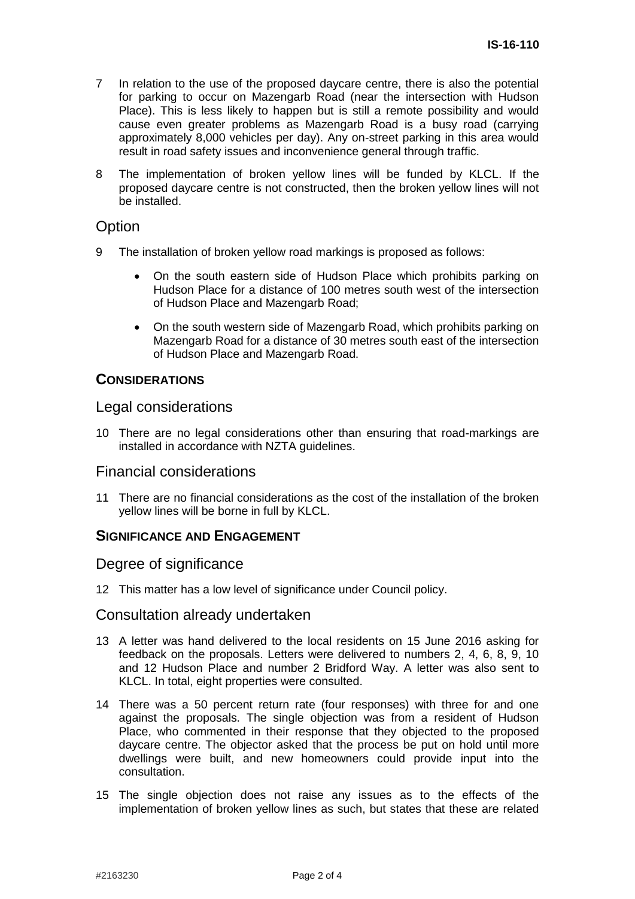7 In relation to the use of the proposed daycare centre, there is also the potential for parking to occur on Mazengarb Road (near the intersection with Hudson Place). This is less likely to happen but is still a remote possibility and would cause even greater problems as Mazengarb Road is a busy road (carrying approximately 8,000 vehicles per day). Any on-street parking in this area would result in road safety issues and inconvenience general through traffic.

8 The implementation of broken yellow lines will be funded by KLCL. If the proposed daycare centre is not constructed, then the broken yellow lines will not be installed.

## Option

9 The installation of broken yellow road markings is proposed as follows:

- On the south eastern side of Hudson Place which prohibits parking on Hudson Place for a distance of 100 metres south west of the intersection of Hudson Place and Mazengarb Road;
- On the south western side of Mazengarb Road, which prohibits parking on Mazengarb Road for a distance of 30 metres south east of the intersection of Hudson Place and Mazengarb Road.

# CONSIDERATIONS

## Legal considerations

10 There are no legal considerations other than ensuring that road-markings are installed in accordance with NZTA guidelines.

## Financial considerations

11 There are no financial considerations as the cost of the installation of the broken yellow lines will be borne in full by KLCL.

# SIGNIFICANCE AND ENGAGEMENT

## Degree of significance

12 This matter has a low level of significance under Council policy.

## Consultation already undertaken

13 A letter was hand delivered to the local residents on 15 June 2016 asking for feedback on the proposals. Letters were delivered to numbers 2, 4, 6, 8, 9, 10 and 12 Hudson Place and number 2 Bridford Way. A letter was also sent to KLCL. In total, eight properties were consulted.

14 There was a 50 percent return rate (four responses) with three for and one against the proposals. The single objection was from a resident of Hudson Place, who commented in their response that they objected to the proposed daycare centre. The objector asked that the process be put on hold until more dwellings were built, and new homeowners could provide input into the consultation.

15 The single objection does not raise any issues as to the effects of the implementation of broken yellow lines as such, but states that these are related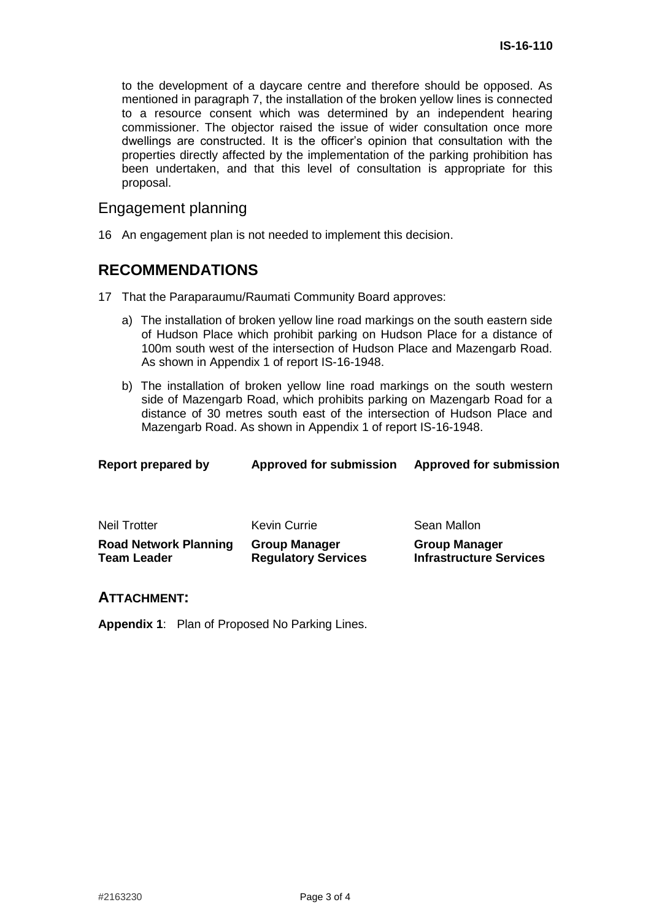to the development of a daycare centre and therefore should be opposed. As mentioned in paragraph 7, the installation of the broken yellow lines is connected to a resource consent which was determined by an independent hearing commissioner. The objector raised the issue of wider consultation once more dwellings are constructed. It is the officer's opinion that consultation with the properties directly affected by the implementation of the parking prohibition has been undertaken, and that this level of consultation is appropriate for this proposal.

## Engagement planning

16 An engagement plan is not needed to implement this decision.

## RECOMMENDATIONS

17 That the Paraparaumu/Raumati Community Board approves:

a) The installation of broken yellow line road markings on the south eastern side of Hudson Place which prohibit parking on Hudson Place for a distance of 100m south west of the intersection of Hudson Place and Mazengarb Road. As shown in Appendix 1 of report IS-16-1948.

b) The installation of broken yellow line road markings on the south western side of Mazengarb Road, which prohibits parking on Mazengarb Road for a distance of 30 metres south east of the intersection of Hudson Place and Mazengarb Road. As shown in Appendix 1 of report IS-16-1948.

| Report prepared by | Approved for submission | Approved for submission |
|---|---|---|
| Neil Trotter | Kevin Currie | Sean Mallon |
| **Road Network Planning Team Leader** | **Group Manager Regulatory Services** | **Group Manager Infrastructure Services** |

## ATTACHMENT:

**Appendix 1**: Plan of Proposed No Parking Lines.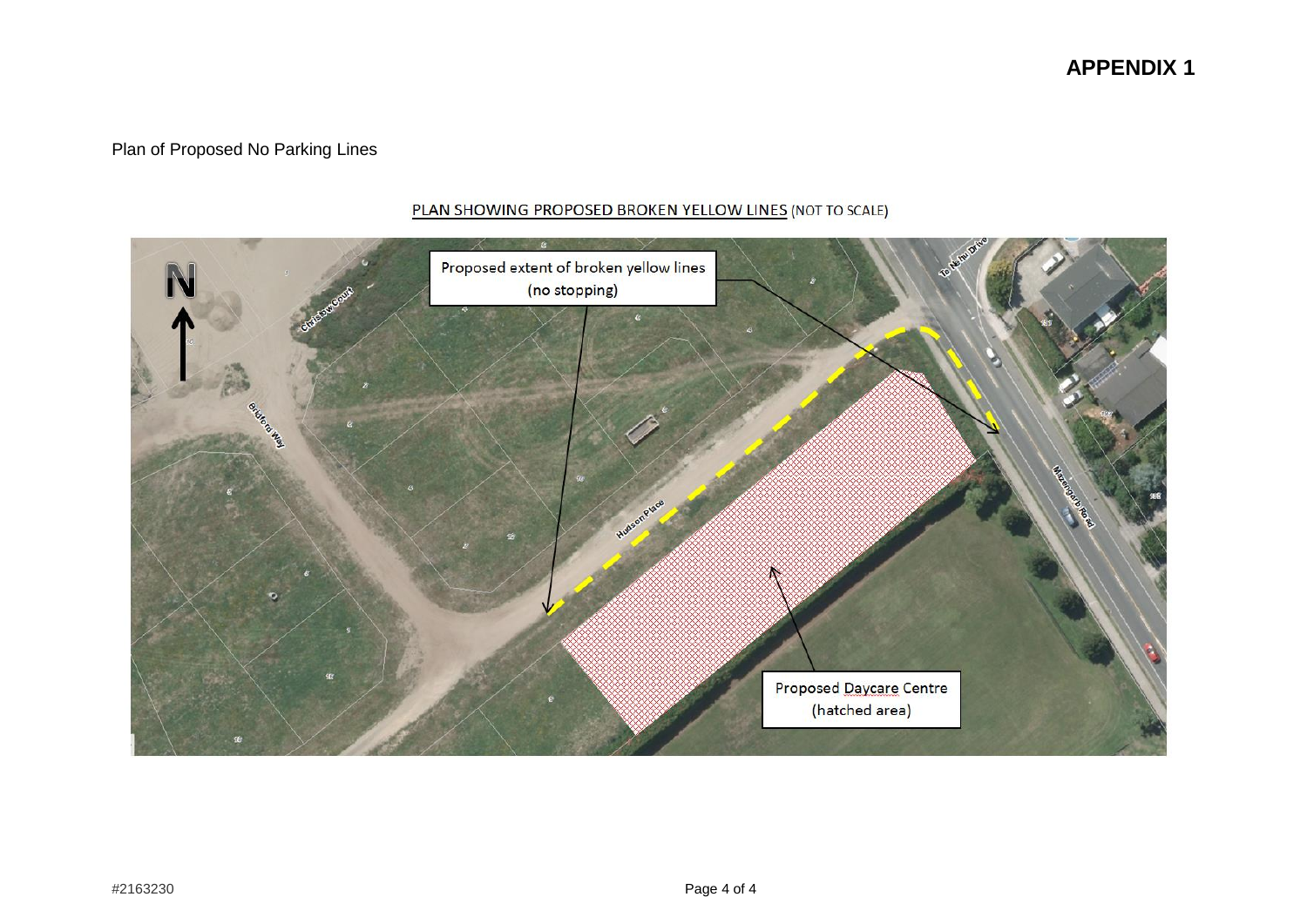# APPENDIX 1

Plan of Proposed No Parking Lines

PLAN SHOWING PROPOSED BROKEN YELLOW LINES (NOT TO SCALE)

N

Proposed extent of broken yellow lines
(no stopping)

Proposed Daycare Centre
(hatched area)

Christow Court

Bridford Way

Hudson Place

Te Neke Drive

Mazengarb Road

#2163230